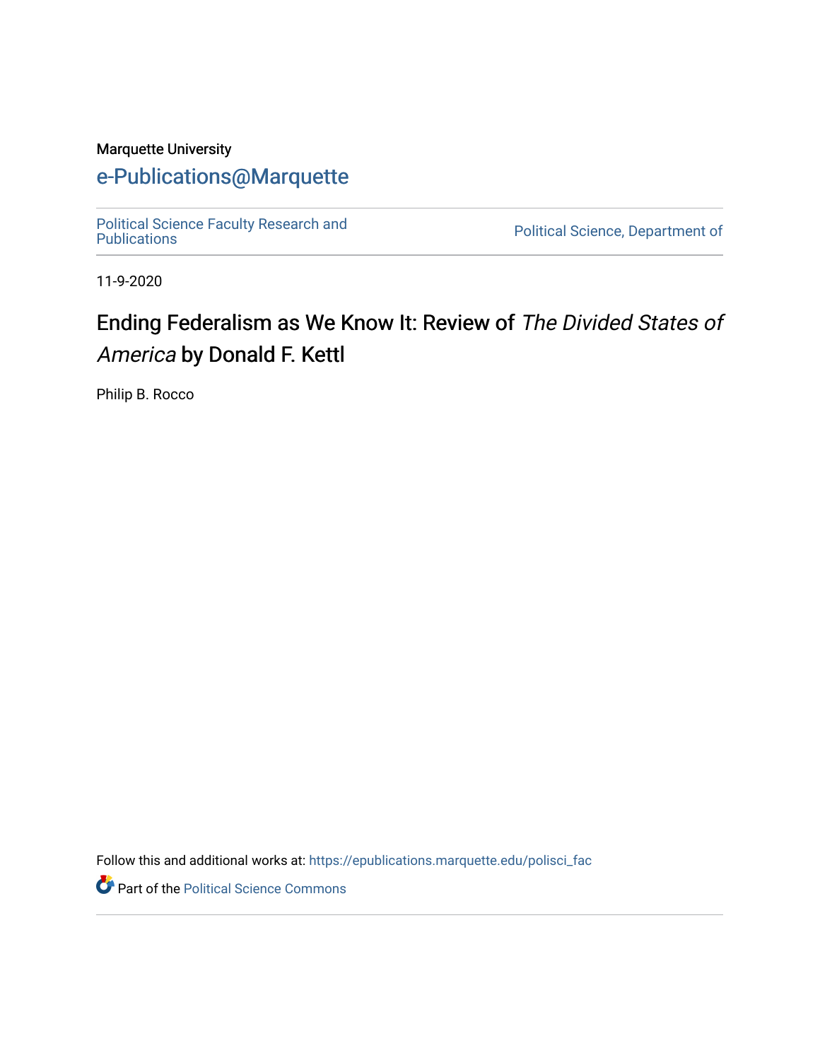Marquette University

# e-Publications@Marquette

Political Science Faculty Research and Publications

Political Science, Department of

11-9-2020

# Ending Federalism as We Know It: Review of *The Divided States of America* by Donald F. Kettl

Philip B. Rocco

Follow this and additional works at: https://epublications.marquette.edu/polisci_fac

Part of the Political Science Commons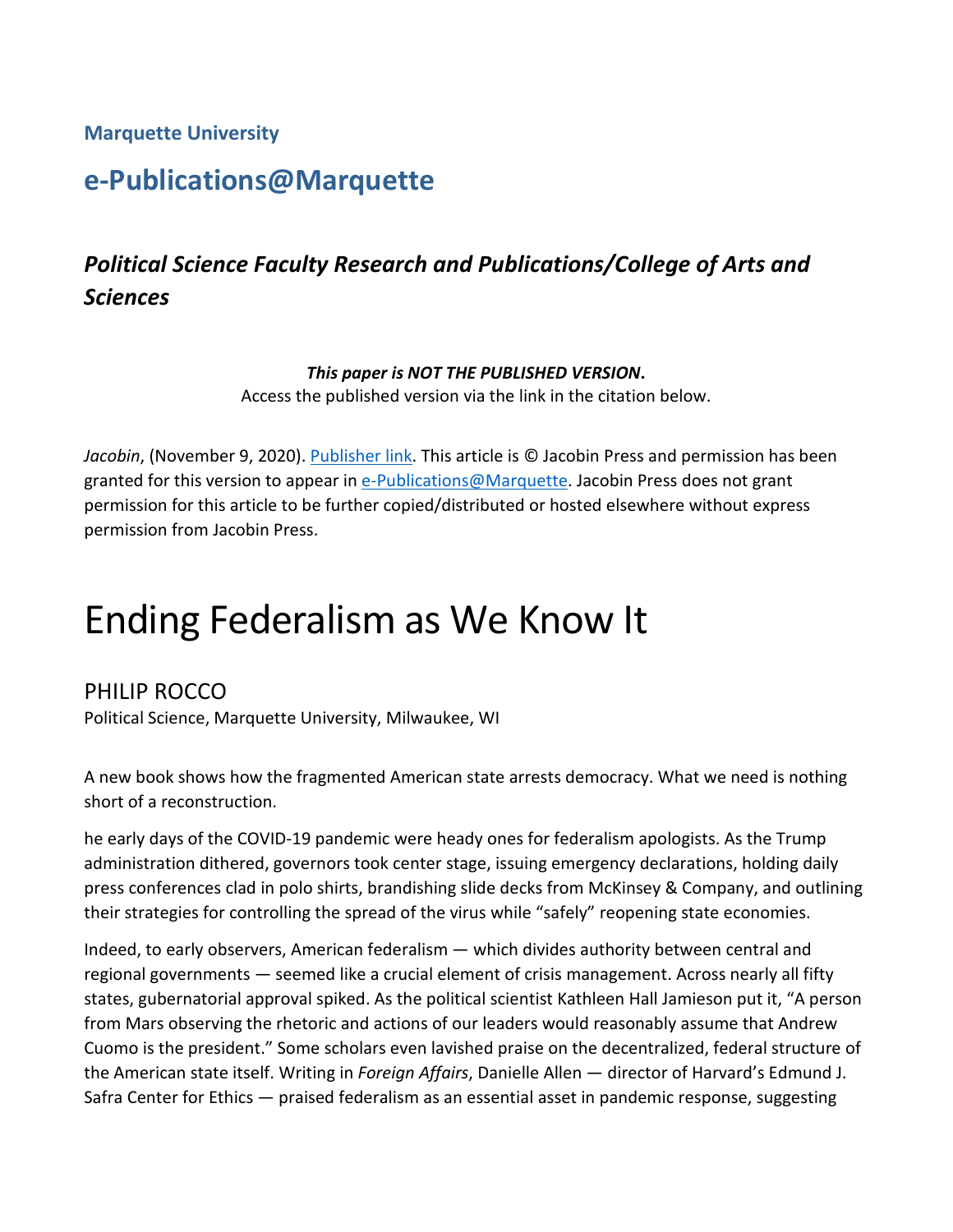**Marquette University**

## e-Publications@Marquette

### *Political Science Faculty Research and Publications/College of Arts and Sciences*

***This paper is NOT THE PUBLISHED VERSION*.**
Access the published version via the link in the citation below.

*Jacobin*, (November 9, 2020). Publisher link. This article is © Jacobin Press and permission has been granted for this version to appear in e-Publications@Marquette. Jacobin Press does not grant permission for this article to be further copied/distributed or hosted elsewhere without express permission from Jacobin Press.

# Ending Federalism as We Know It

PHILIP ROCCO
Political Science, Marquette University, Milwaukee, WI

A new book shows how the fragmented American state arrests democracy. What we need is nothing short of a reconstruction.

he early days of the COVID-19 pandemic were heady ones for federalism apologists. As the Trump administration dithered, governors took center stage, issuing emergency declarations, holding daily press conferences clad in polo shirts, brandishing slide decks from McKinsey & Company, and outlining their strategies for controlling the spread of the virus while "safely" reopening state economies.

Indeed, to early observers, American federalism — which divides authority between central and regional governments — seemed like a crucial element of crisis management. Across nearly all fifty states, gubernatorial approval spiked. As the political scientist Kathleen Hall Jamieson put it, "A person from Mars observing the rhetoric and actions of our leaders would reasonably assume that Andrew Cuomo is the president." Some scholars even lavished praise on the decentralized, federal structure of the American state itself. Writing in *Foreign Affairs*, Danielle Allen — director of Harvard's Edmund J. Safra Center for Ethics — praised federalism as an essential asset in pandemic response, suggesting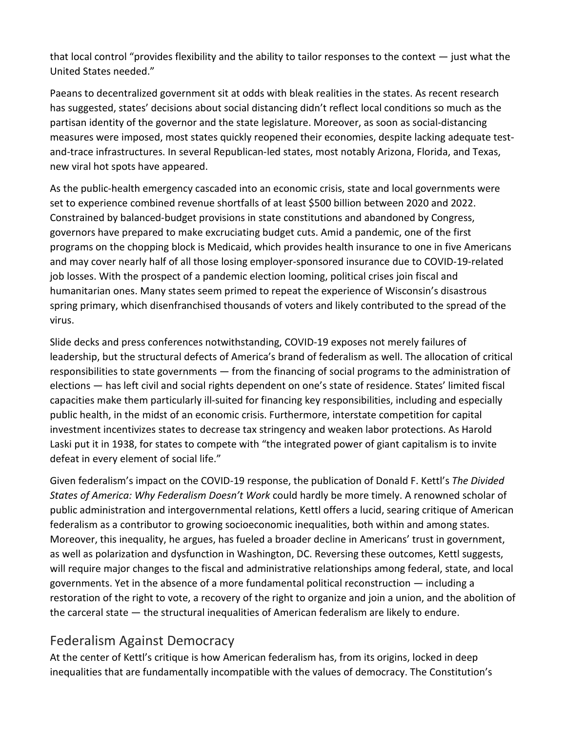that local control "provides flexibility and the ability to tailor responses to the context — just what the United States needed."

Paeans to decentralized government sit at odds with bleak realities in the states. As recent research has suggested, states' decisions about social distancing didn't reflect local conditions so much as the partisan identity of the governor and the state legislature. Moreover, as soon as social-distancing measures were imposed, most states quickly reopened their economies, despite lacking adequate test-and-trace infrastructures. In several Republican-led states, most notably Arizona, Florida, and Texas, new viral hot spots have appeared.

As the public-health emergency cascaded into an economic crisis, state and local governments were set to experience combined revenue shortfalls of at least $500 billion between 2020 and 2022. Constrained by balanced-budget provisions in state constitutions and abandoned by Congress, governors have prepared to make excruciating budget cuts. Amid a pandemic, one of the first programs on the chopping block is Medicaid, which provides health insurance to one in five Americans and may cover nearly half of all those losing employer-sponsored insurance due to COVID-19-related job losses. With the prospect of a pandemic election looming, political crises join fiscal and humanitarian ones. Many states seem primed to repeat the experience of Wisconsin's disastrous spring primary, which disenfranchised thousands of voters and likely contributed to the spread of the virus.

Slide decks and press conferences notwithstanding, COVID-19 exposes not merely failures of leadership, but the structural defects of America's brand of federalism as well. The allocation of critical responsibilities to state governments — from the financing of social programs to the administration of elections — has left civil and social rights dependent on one's state of residence. States' limited fiscal capacities make them particularly ill-suited for financing key responsibilities, including and especially public health, in the midst of an economic crisis. Furthermore, interstate competition for capital investment incentivizes states to decrease tax stringency and weaken labor protections. As Harold Laski put it in 1938, for states to compete with "the integrated power of giant capitalism is to invite defeat in every element of social life."

Given federalism's impact on the COVID-19 response, the publication of Donald F. Kettl's *The Divided States of America: Why Federalism Doesn't Work* could hardly be more timely. A renowned scholar of public administration and intergovernmental relations, Kettl offers a lucid, searing critique of American federalism as a contributor to growing socioeconomic inequalities, both within and among states. Moreover, this inequality, he argues, has fueled a broader decline in Americans' trust in government, as well as polarization and dysfunction in Washington, DC. Reversing these outcomes, Kettl suggests, will require major changes to the fiscal and administrative relationships among federal, state, and local governments. Yet in the absence of a more fundamental political reconstruction — including a restoration of the right to vote, a recovery of the right to organize and join a union, and the abolition of the carceral state — the structural inequalities of American federalism are likely to endure.

## Federalism Against Democracy

At the center of Kettl's critique is how American federalism has, from its origins, locked in deep inequalities that are fundamentally incompatible with the values of democracy. The Constitution's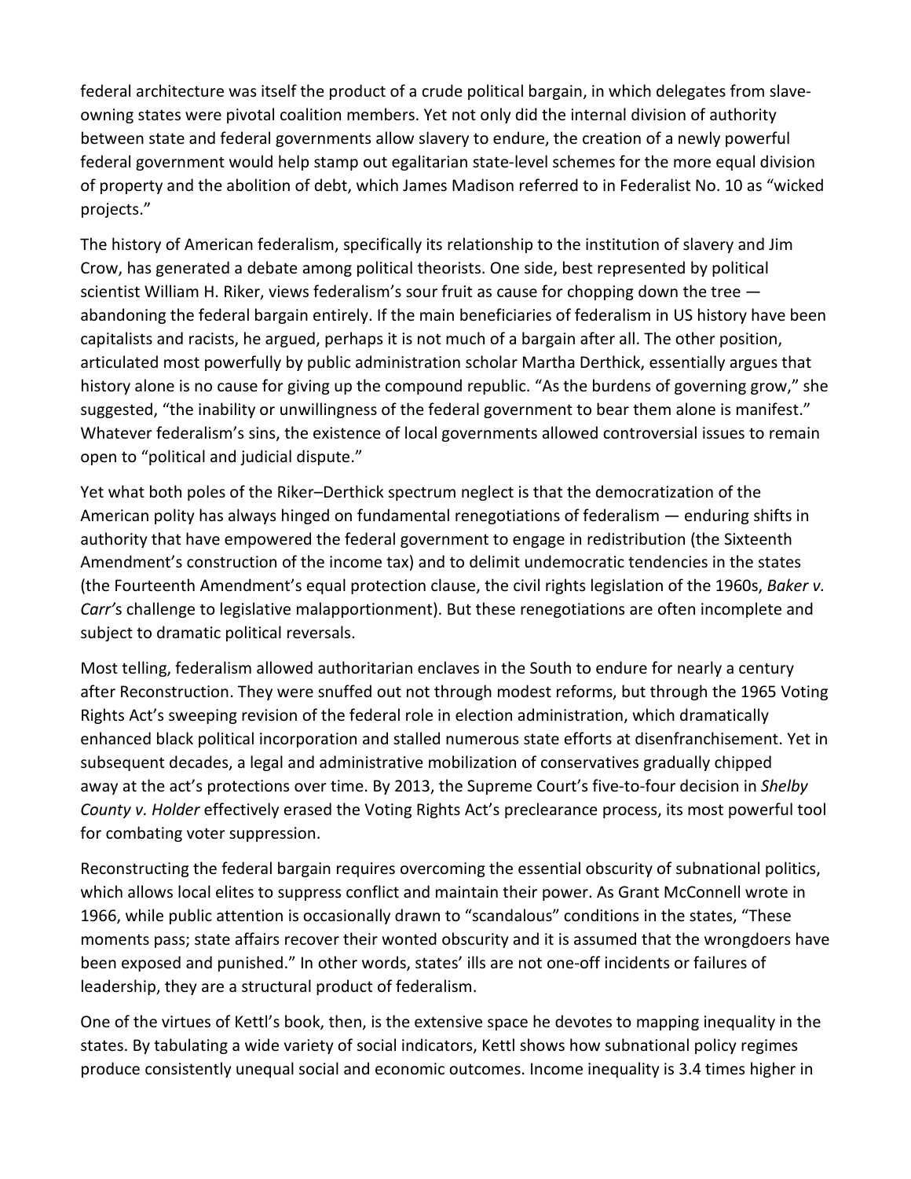federal architecture was itself the product of a crude political bargain, in which delegates from slave-owning states were pivotal coalition members. Yet not only did the internal division of authority between state and federal governments allow slavery to endure, the creation of a newly powerful federal government would help stamp out egalitarian state-level schemes for the more equal division of property and the abolition of debt, which James Madison referred to in Federalist No. 10 as "wicked projects."

The history of American federalism, specifically its relationship to the institution of slavery and Jim Crow, has generated a debate among political theorists. One side, best represented by political scientist William H. Riker, views federalism's sour fruit as cause for chopping down the tree — abandoning the federal bargain entirely. If the main beneficiaries of federalism in US history have been capitalists and racists, he argued, perhaps it is not much of a bargain after all. The other position, articulated most powerfully by public administration scholar Martha Derthick, essentially argues that history alone is no cause for giving up the compound republic. "As the burdens of governing grow," she suggested, "the inability or unwillingness of the federal government to bear them alone is manifest." Whatever federalism's sins, the existence of local governments allowed controversial issues to remain open to "political and judicial dispute."

Yet what both poles of the Riker–Derthick spectrum neglect is that the democratization of the American polity has always hinged on fundamental renegotiations of federalism — enduring shifts in authority that have empowered the federal government to engage in redistribution (the Sixteenth Amendment's construction of the income tax) and to delimit undemocratic tendencies in the states (the Fourteenth Amendment's equal protection clause, the civil rights legislation of the 1960s, *Baker v. Carr'*s challenge to legislative malapportionment). But these renegotiations are often incomplete and subject to dramatic political reversals.

Most telling, federalism allowed authoritarian enclaves in the South to endure for nearly a century after Reconstruction. They were snuffed out not through modest reforms, but through the 1965 Voting Rights Act's sweeping revision of the federal role in election administration, which dramatically enhanced black political incorporation and stalled numerous state efforts at disenfranchisement. Yet in subsequent decades, a legal and administrative mobilization of conservatives gradually chipped away at the act's protections over time. By 2013, the Supreme Court's five-to-four decision in *Shelby County v. Holder* effectively erased the Voting Rights Act's preclearance process, its most powerful tool for combating voter suppression.

Reconstructing the federal bargain requires overcoming the essential obscurity of subnational politics, which allows local elites to suppress conflict and maintain their power. As Grant McConnell wrote in 1966, while public attention is occasionally drawn to "scandalous" conditions in the states, "These moments pass; state affairs recover their wonted obscurity and it is assumed that the wrongdoers have been exposed and punished." In other words, states' ills are not one-off incidents or failures of leadership, they are a structural product of federalism.

One of the virtues of Kettl's book, then, is the extensive space he devotes to mapping inequality in the states. By tabulating a wide variety of social indicators, Kettl shows how subnational policy regimes produce consistently unequal social and economic outcomes. Income inequality is 3.4 times higher in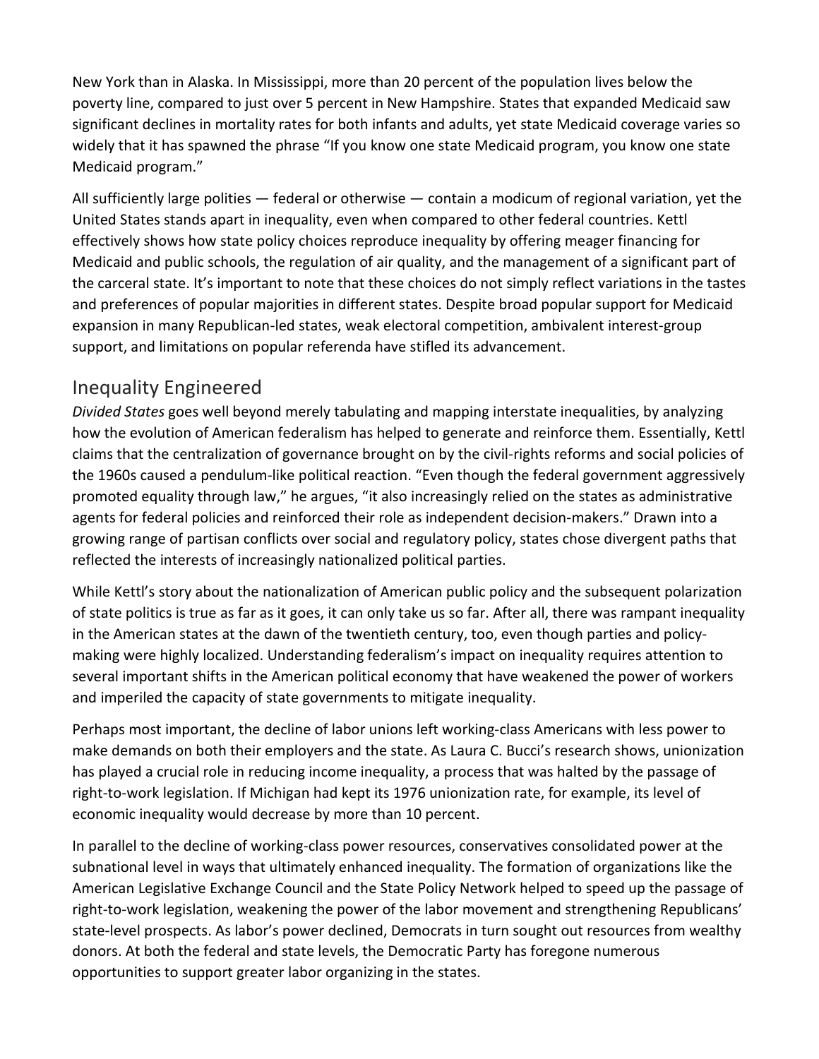New York than in Alaska. In Mississippi, more than 20 percent of the population lives below the poverty line, compared to just over 5 percent in New Hampshire. States that expanded Medicaid saw significant declines in mortality rates for both infants and adults, yet state Medicaid coverage varies so widely that it has spawned the phrase "If you know one state Medicaid program, you know one state Medicaid program."

All sufficiently large polities — federal or otherwise — contain a modicum of regional variation, yet the United States stands apart in inequality, even when compared to other federal countries. Kettl effectively shows how state policy choices reproduce inequality by offering meager financing for Medicaid and public schools, the regulation of air quality, and the management of a significant part of the carceral state. It's important to note that these choices do not simply reflect variations in the tastes and preferences of popular majorities in different states. Despite broad popular support for Medicaid expansion in many Republican-led states, weak electoral competition, ambivalent interest-group support, and limitations on popular referenda have stifled its advancement.

## Inequality Engineered

*Divided States* goes well beyond merely tabulating and mapping interstate inequalities, by analyzing how the evolution of American federalism has helped to generate and reinforce them. Essentially, Kettl claims that the centralization of governance brought on by the civil-rights reforms and social policies of the 1960s caused a pendulum-like political reaction. "Even though the federal government aggressively promoted equality through law," he argues, "it also increasingly relied on the states as administrative agents for federal policies and reinforced their role as independent decision-makers." Drawn into a growing range of partisan conflicts over social and regulatory policy, states chose divergent paths that reflected the interests of increasingly nationalized political parties.

While Kettl's story about the nationalization of American public policy and the subsequent polarization of state politics is true as far as it goes, it can only take us so far. After all, there was rampant inequality in the American states at the dawn of the twentieth century, too, even though parties and policy-making were highly localized. Understanding federalism's impact on inequality requires attention to several important shifts in the American political economy that have weakened the power of workers and imperiled the capacity of state governments to mitigate inequality.

Perhaps most important, the decline of labor unions left working-class Americans with less power to make demands on both their employers and the state. As Laura C. Bucci's research shows, unionization has played a crucial role in reducing income inequality, a process that was halted by the passage of right-to-work legislation. If Michigan had kept its 1976 unionization rate, for example, its level of economic inequality would decrease by more than 10 percent.

In parallel to the decline of working-class power resources, conservatives consolidated power at the subnational level in ways that ultimately enhanced inequality. The formation of organizations like the American Legislative Exchange Council and the State Policy Network helped to speed up the passage of right-to-work legislation, weakening the power of the labor movement and strengthening Republicans' state-level prospects. As labor's power declined, Democrats in turn sought out resources from wealthy donors. At both the federal and state levels, the Democratic Party has foregone numerous opportunities to support greater labor organizing in the states.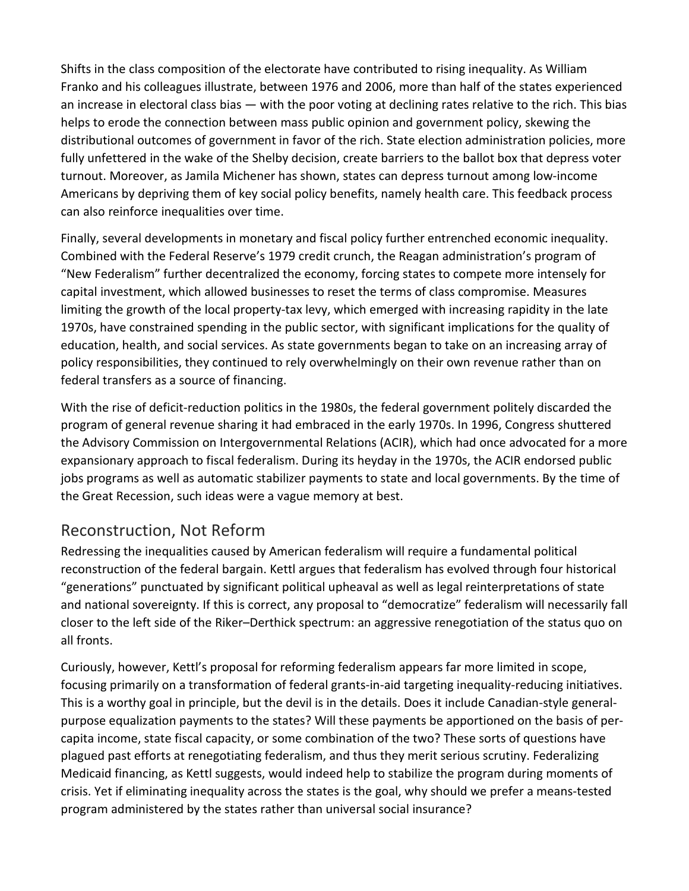Shifts in the class composition of the electorate have contributed to rising inequality. As William Franko and his colleagues illustrate, between 1976 and 2006, more than half of the states experienced an increase in electoral class bias — with the poor voting at declining rates relative to the rich. This bias helps to erode the connection between mass public opinion and government policy, skewing the distributional outcomes of government in favor of the rich. State election administration policies, more fully unfettered in the wake of the Shelby decision, create barriers to the ballot box that depress voter turnout. Moreover, as Jamila Michener has shown, states can depress turnout among low-income Americans by depriving them of key social policy benefits, namely health care. This feedback process can also reinforce inequalities over time.

Finally, several developments in monetary and fiscal policy further entrenched economic inequality. Combined with the Federal Reserve's 1979 credit crunch, the Reagan administration's program of "New Federalism" further decentralized the economy, forcing states to compete more intensely for capital investment, which allowed businesses to reset the terms of class compromise. Measures limiting the growth of the local property-tax levy, which emerged with increasing rapidity in the late 1970s, have constrained spending in the public sector, with significant implications for the quality of education, health, and social services. As state governments began to take on an increasing array of policy responsibilities, they continued to rely overwhelmingly on their own revenue rather than on federal transfers as a source of financing.

With the rise of deficit-reduction politics in the 1980s, the federal government politely discarded the program of general revenue sharing it had embraced in the early 1970s. In 1996, Congress shuttered the Advisory Commission on Intergovernmental Relations (ACIR), which had once advocated for a more expansionary approach to fiscal federalism. During its heyday in the 1970s, the ACIR endorsed public jobs programs as well as automatic stabilizer payments to state and local governments. By the time of the Great Recession, such ideas were a vague memory at best.

## Reconstruction, Not Reform

Redressing the inequalities caused by American federalism will require a fundamental political reconstruction of the federal bargain. Kettl argues that federalism has evolved through four historical "generations" punctuated by significant political upheaval as well as legal reinterpretations of state and national sovereignty. If this is correct, any proposal to "democratize" federalism will necessarily fall closer to the left side of the Riker–Derthick spectrum: an aggressive renegotiation of the status quo on all fronts.

Curiously, however, Kettl's proposal for reforming federalism appears far more limited in scope, focusing primarily on a transformation of federal grants-in-aid targeting inequality-reducing initiatives. This is a worthy goal in principle, but the devil is in the details. Does it include Canadian-style general-purpose equalization payments to the states? Will these payments be apportioned on the basis of per-capita income, state fiscal capacity, or some combination of the two? These sorts of questions have plagued past efforts at renegotiating federalism, and thus they merit serious scrutiny. Federalizing Medicaid financing, as Kettl suggests, would indeed help to stabilize the program during moments of crisis. Yet if eliminating inequality across the states is the goal, why should we prefer a means-tested program administered by the states rather than universal social insurance?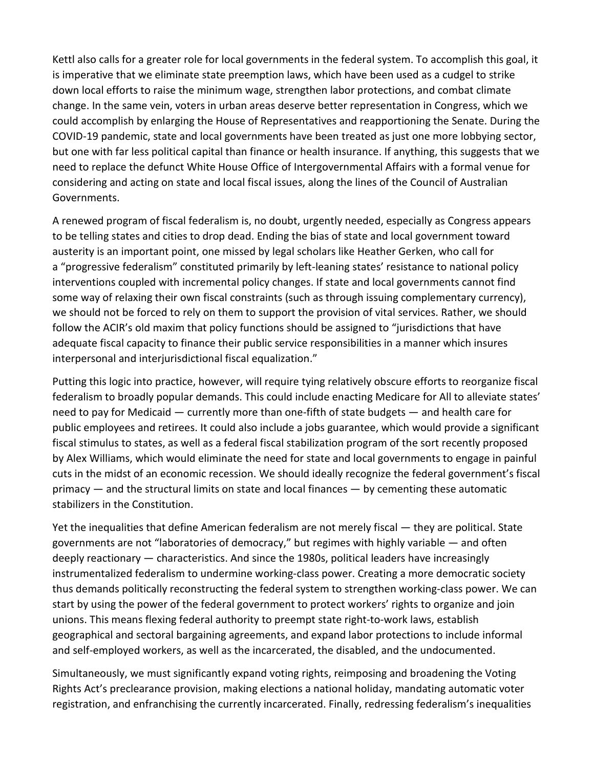Kettl also calls for a greater role for local governments in the federal system. To accomplish this goal, it is imperative that we eliminate state preemption laws, which have been used as a cudgel to strike down local efforts to raise the minimum wage, strengthen labor protections, and combat climate change. In the same vein, voters in urban areas deserve better representation in Congress, which we could accomplish by enlarging the House of Representatives and reapportioning the Senate. During the COVID-19 pandemic, state and local governments have been treated as just one more lobbying sector, but one with far less political capital than finance or health insurance. If anything, this suggests that we need to replace the defunct White House Office of Intergovernmental Affairs with a formal venue for considering and acting on state and local fiscal issues, along the lines of the Council of Australian Governments.

A renewed program of fiscal federalism is, no doubt, urgently needed, especially as Congress appears to be telling states and cities to drop dead. Ending the bias of state and local government toward austerity is an important point, one missed by legal scholars like Heather Gerken, who call for a "progressive federalism" constituted primarily by left-leaning states' resistance to national policy interventions coupled with incremental policy changes. If state and local governments cannot find some way of relaxing their own fiscal constraints (such as through issuing complementary currency), we should not be forced to rely on them to support the provision of vital services. Rather, we should follow the ACIR's old maxim that policy functions should be assigned to "jurisdictions that have adequate fiscal capacity to finance their public service responsibilities in a manner which insures interpersonal and interjurisdictional fiscal equalization."

Putting this logic into practice, however, will require tying relatively obscure efforts to reorganize fiscal federalism to broadly popular demands. This could include enacting Medicare for All to alleviate states' need to pay for Medicaid — currently more than one-fifth of state budgets — and health care for public employees and retirees. It could also include a jobs guarantee, which would provide a significant fiscal stimulus to states, as well as a federal fiscal stabilization program of the sort recently proposed by Alex Williams, which would eliminate the need for state and local governments to engage in painful cuts in the midst of an economic recession. We should ideally recognize the federal government's fiscal primacy — and the structural limits on state and local finances — by cementing these automatic stabilizers in the Constitution.

Yet the inequalities that define American federalism are not merely fiscal — they are political. State governments are not "laboratories of democracy," but regimes with highly variable — and often deeply reactionary — characteristics. And since the 1980s, political leaders have increasingly instrumentalized federalism to undermine working-class power. Creating a more democratic society thus demands politically reconstructing the federal system to strengthen working-class power. We can start by using the power of the federal government to protect workers' rights to organize and join unions. This means flexing federal authority to preempt state right-to-work laws, establish geographical and sectoral bargaining agreements, and expand labor protections to include informal and self-employed workers, as well as the incarcerated, the disabled, and the undocumented.

Simultaneously, we must significantly expand voting rights, reimposing and broadening the Voting Rights Act's preclearance provision, making elections a national holiday, mandating automatic voter registration, and enfranchising the currently incarcerated. Finally, redressing federalism's inequalities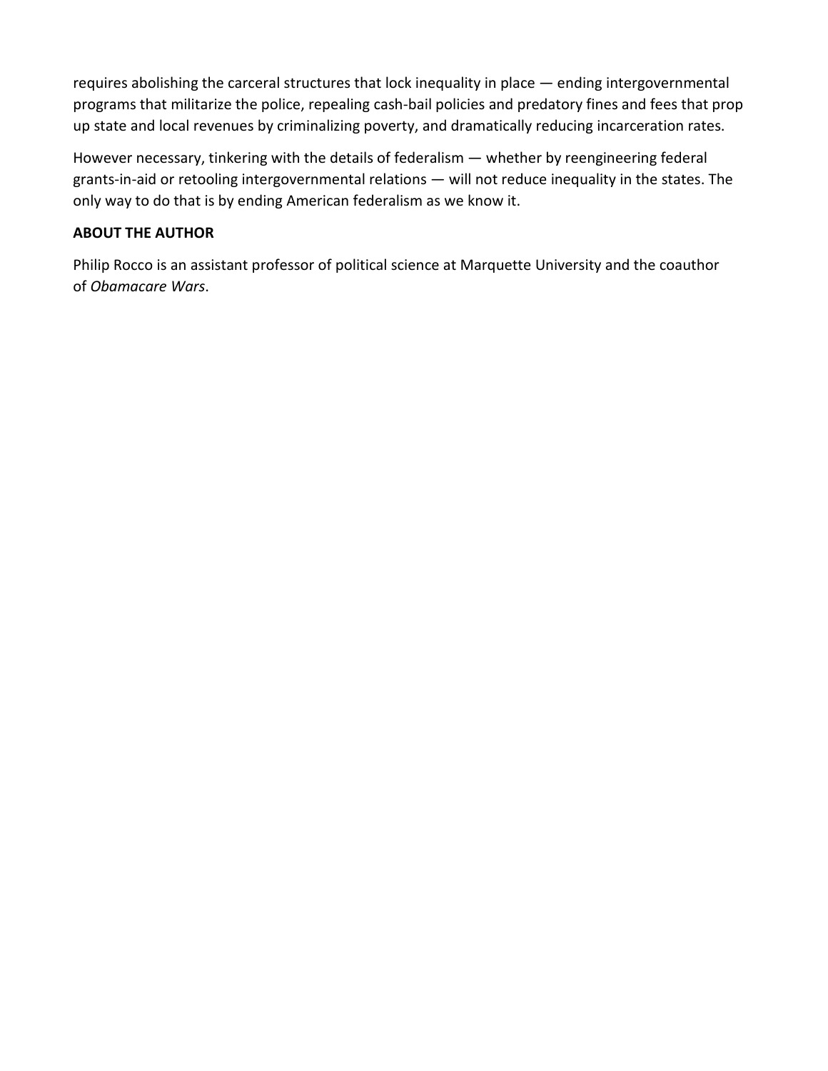requires abolishing the carceral structures that lock inequality in place — ending intergovernmental programs that militarize the police, repealing cash-bail policies and predatory fines and fees that prop up state and local revenues by criminalizing poverty, and dramatically reducing incarceration rates.

However necessary, tinkering with the details of federalism — whether by reengineering federal grants-in-aid or retooling intergovernmental relations — will not reduce inequality in the states. The only way to do that is by ending American federalism as we know it.

**ABOUT THE AUTHOR**

Philip Rocco is an assistant professor of political science at Marquette University and the coauthor of *Obamacare Wars*.